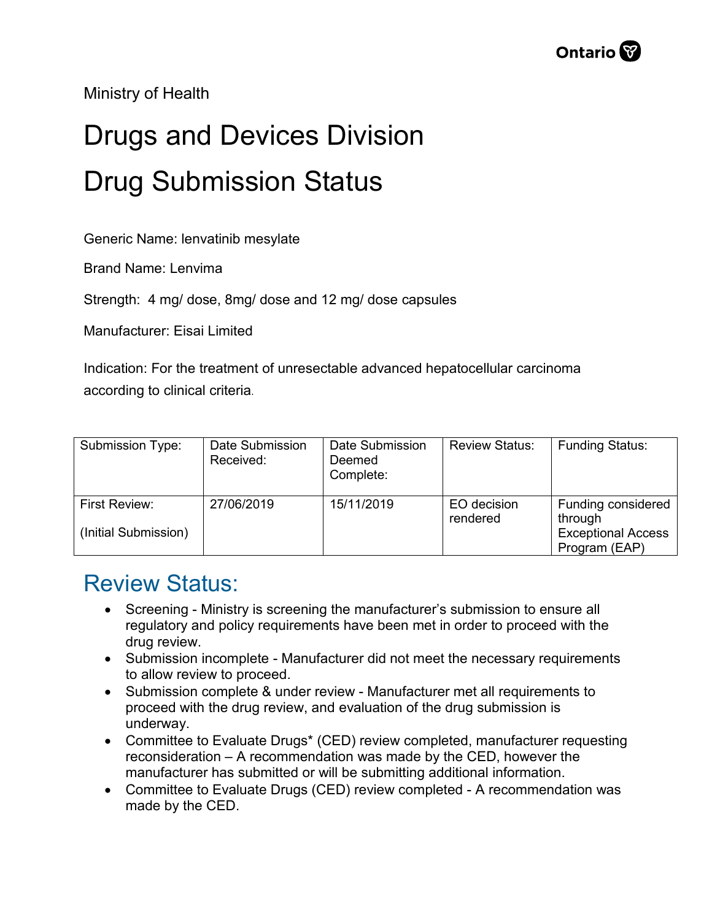Ministry of Health

# Drugs and Devices Division

# Drug Submission Status

Generic Name: lenvatinib mesylate

Brand Name: Lenvima

Strength: 4 mg/ dose, 8mg/ dose and 12 mg/ dose capsules

Manufacturer: Eisai Limited

Indication: For the treatment of unresectable advanced hepatocellular carcinoma according to clinical criteria.

| Submission Type: | Date Submission Received: | Date Submission Deemed Complete: | Review Status: | Funding Status: |
|---|---|---|---|---|
| First Review: (Initial Submission) | 27/06/2019 | 15/11/2019 | EO decision rendered | Funding considered through Exceptional Access Program (EAP) |

## Review Status:

- Screening - Ministry is screening the manufacturer's submission to ensure all regulatory and policy requirements have been met in order to proceed with the drug review.
- Submission incomplete - Manufacturer did not meet the necessary requirements to allow review to proceed.
- Submission complete & under review - Manufacturer met all requirements to proceed with the drug review, and evaluation of the drug submission is underway.
- Committee to Evaluate Drugs* (CED) review completed, manufacturer requesting reconsideration – A recommendation was made by the CED, however the manufacturer has submitted or will be submitting additional information.
- Committee to Evaluate Drugs (CED) review completed - A recommendation was made by the CED.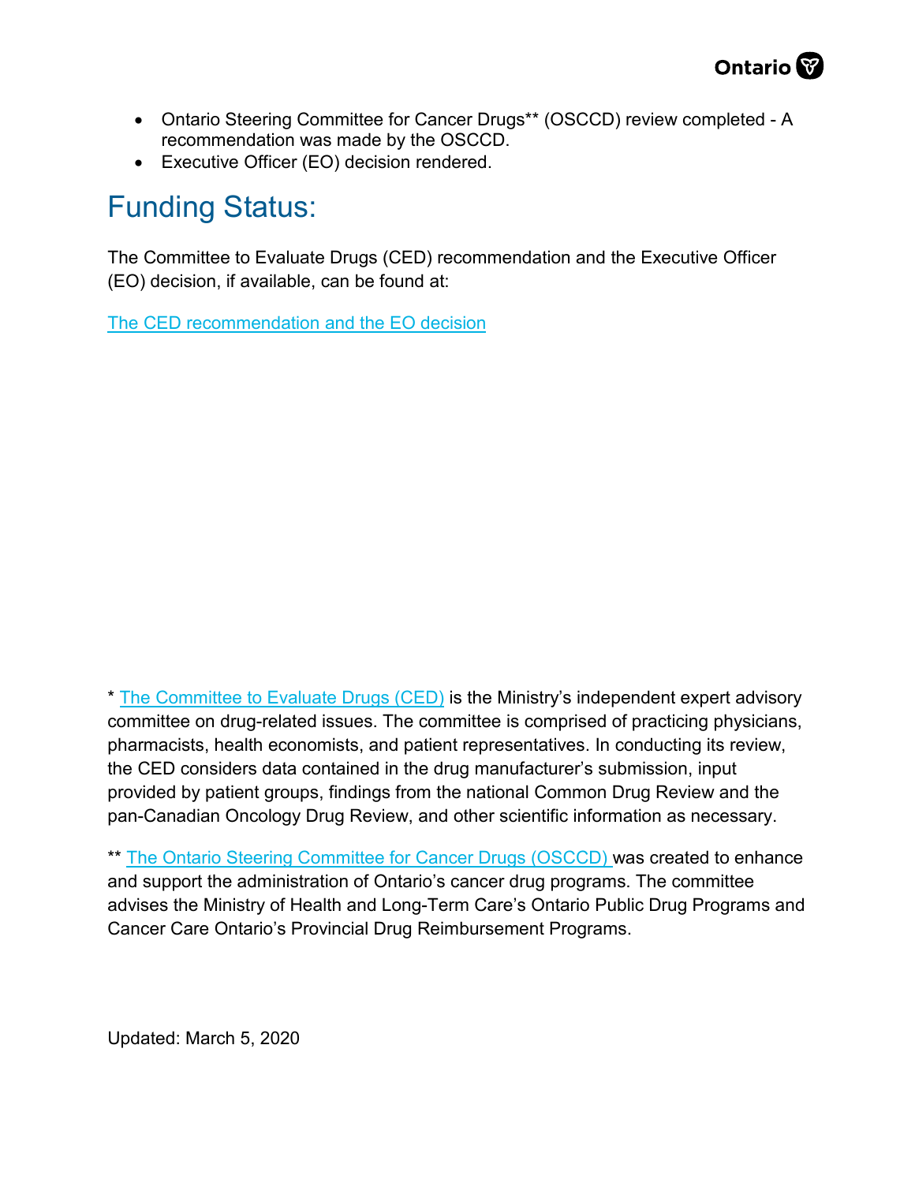- Ontario Steering Committee for Cancer Drugs** (OSCCD) review completed - A recommendation was made by the OSCCD.
- Executive Officer (EO) decision rendered.

## Funding Status:

The Committee to Evaluate Drugs (CED) recommendation and the Executive Officer (EO) decision, if available, can be found at:

The CED recommendation and the EO decision

* The Committee to Evaluate Drugs (CED) is the Ministry's independent expert advisory committee on drug-related issues. The committee is comprised of practicing physicians, pharmacists, health economists, and patient representatives. In conducting its review, the CED considers data contained in the drug manufacturer's submission, input provided by patient groups, findings from the national Common Drug Review and the pan-Canadian Oncology Drug Review, and other scientific information as necessary.

** The Ontario Steering Committee for Cancer Drugs (OSCCD) was created to enhance and support the administration of Ontario's cancer drug programs. The committee advises the Ministry of Health and Long-Term Care's Ontario Public Drug Programs and Cancer Care Ontario's Provincial Drug Reimbursement Programs.

Updated: March 5, 2020